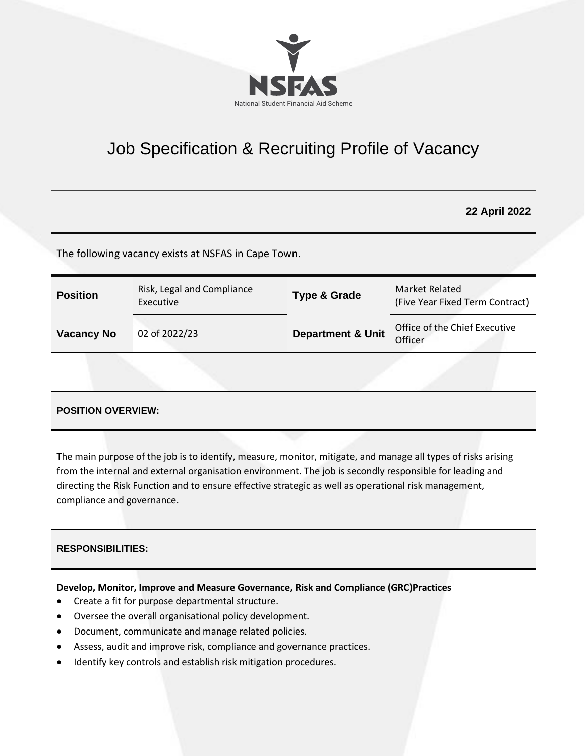NSFAS

National Student Financial Aid Scheme

# Job Specification & Recruiting Profile of Vacancy

**22 April 2022**

The following vacancy exists at NSFAS in Cape Town.

| **Position** | Risk, Legal and Compliance Executive | **Type & Grade** | Market Related (Five Year Fixed Term Contract) |
|---|---|---|---|
| **Vacancy No** | 02 of 2022/23 | **Department & Unit** | Office of the Chief Executive Officer |

## POSITION OVERVIEW:

The main purpose of the job is to identify, measure, monitor, mitigate, and manage all types of risks arising from the internal and external organisation environment. The job is secondly responsible for leading and directing the Risk Function and to ensure effective strategic as well as operational risk management, compliance and governance.

## RESPONSIBILITIES:

**Develop, Monitor, Improve and Measure Governance, Risk and Compliance (GRC)Practices**

- Create a fit for purpose departmental structure.
- Oversee the overall organisational policy development.
- Document, communicate and manage related policies.
- Assess, audit and improve risk, compliance and governance practices.
- Identify key controls and establish risk mitigation procedures.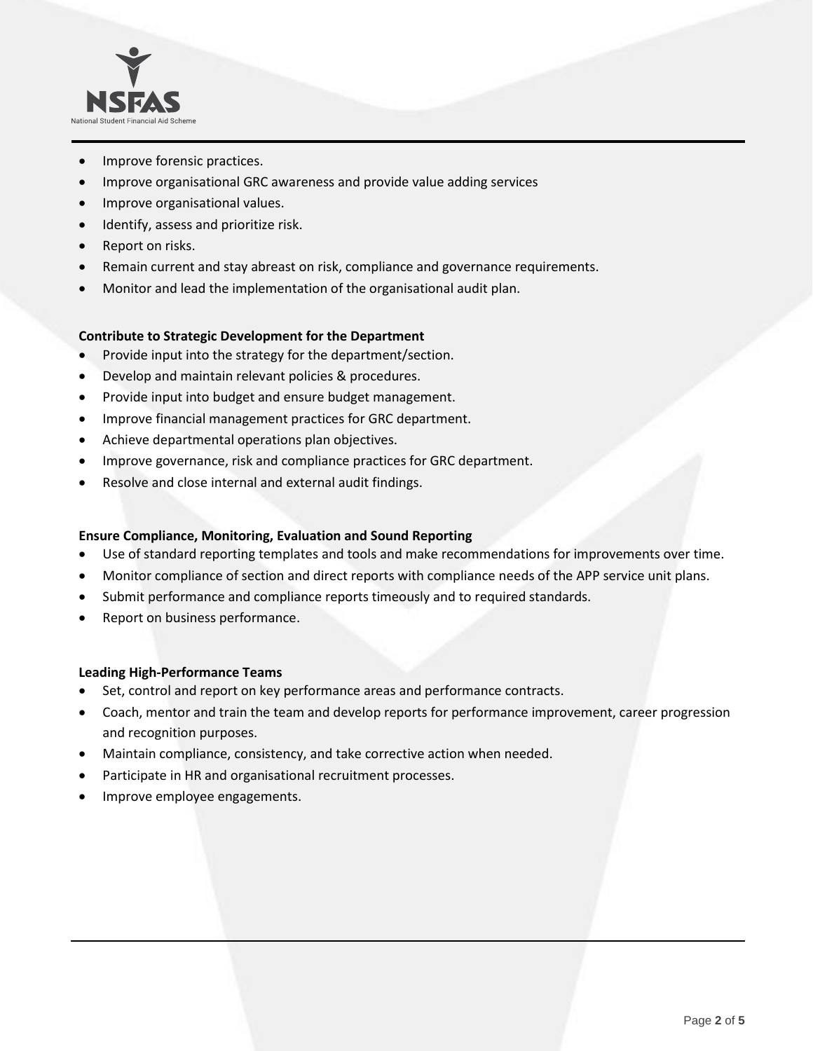- Improve forensic practices.
- Improve organisational GRC awareness and provide value adding services
- Improve organisational values.
- Identify, assess and prioritize risk.
- Report on risks.
- Remain current and stay abreast on risk, compliance and governance requirements.
- Monitor and lead the implementation of the organisational audit plan.

**Contribute to Strategic Development for the Department**

- Provide input into the strategy for the department/section.
- Develop and maintain relevant policies & procedures.
- Provide input into budget and ensure budget management.
- Improve financial management practices for GRC department.
- Achieve departmental operations plan objectives.
- Improve governance, risk and compliance practices for GRC department.
- Resolve and close internal and external audit findings.

**Ensure Compliance, Monitoring, Evaluation and Sound Reporting**

- Use of standard reporting templates and tools and make recommendations for improvements over time.
- Monitor compliance of section and direct reports with compliance needs of the APP service unit plans.
- Submit performance and compliance reports timeously and to required standards.
- Report on business performance.

**Leading High-Performance Teams**

- Set, control and report on key performance areas and performance contracts.
- Coach, mentor and train the team and develop reports for performance improvement, career progression and recognition purposes.
- Maintain compliance, consistency, and take corrective action when needed.
- Participate in HR and organisational recruitment processes.
- Improve employee engagements.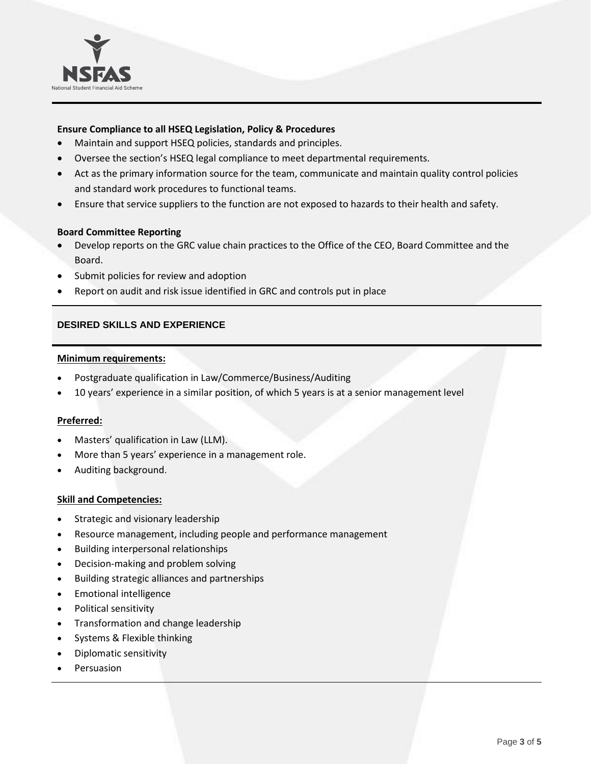**Ensure Compliance to all HSEQ Legislation, Policy & Procedures**

- Maintain and support HSEQ policies, standards and principles.
- Oversee the section's HSEQ legal compliance to meet departmental requirements.
- Act as the primary information source for the team, communicate and maintain quality control policies and standard work procedures to functional teams.
- Ensure that service suppliers to the function are not exposed to hazards to their health and safety.

**Board Committee Reporting**

- Develop reports on the GRC value chain practices to the Office of the CEO, Board Committee and the Board.
- Submit policies for review and adoption
- Report on audit and risk issue identified in GRC and controls put in place

## DESIRED SKILLS AND EXPERIENCE

**Minimum requirements:**

- Postgraduate qualification in Law/Commerce/Business/Auditing
- 10 years' experience in a similar position, of which 5 years is at a senior management level

**Preferred:**

- Masters' qualification in Law (LLM).
- More than 5 years' experience in a management role.
- Auditing background.

**Skill and Competencies:**

- Strategic and visionary leadership
- Resource management, including people and performance management
- Building interpersonal relationships
- Decision-making and problem solving
- Building strategic alliances and partnerships
- Emotional intelligence
- Political sensitivity
- Transformation and change leadership
- Systems & Flexible thinking
- Diplomatic sensitivity
- Persuasion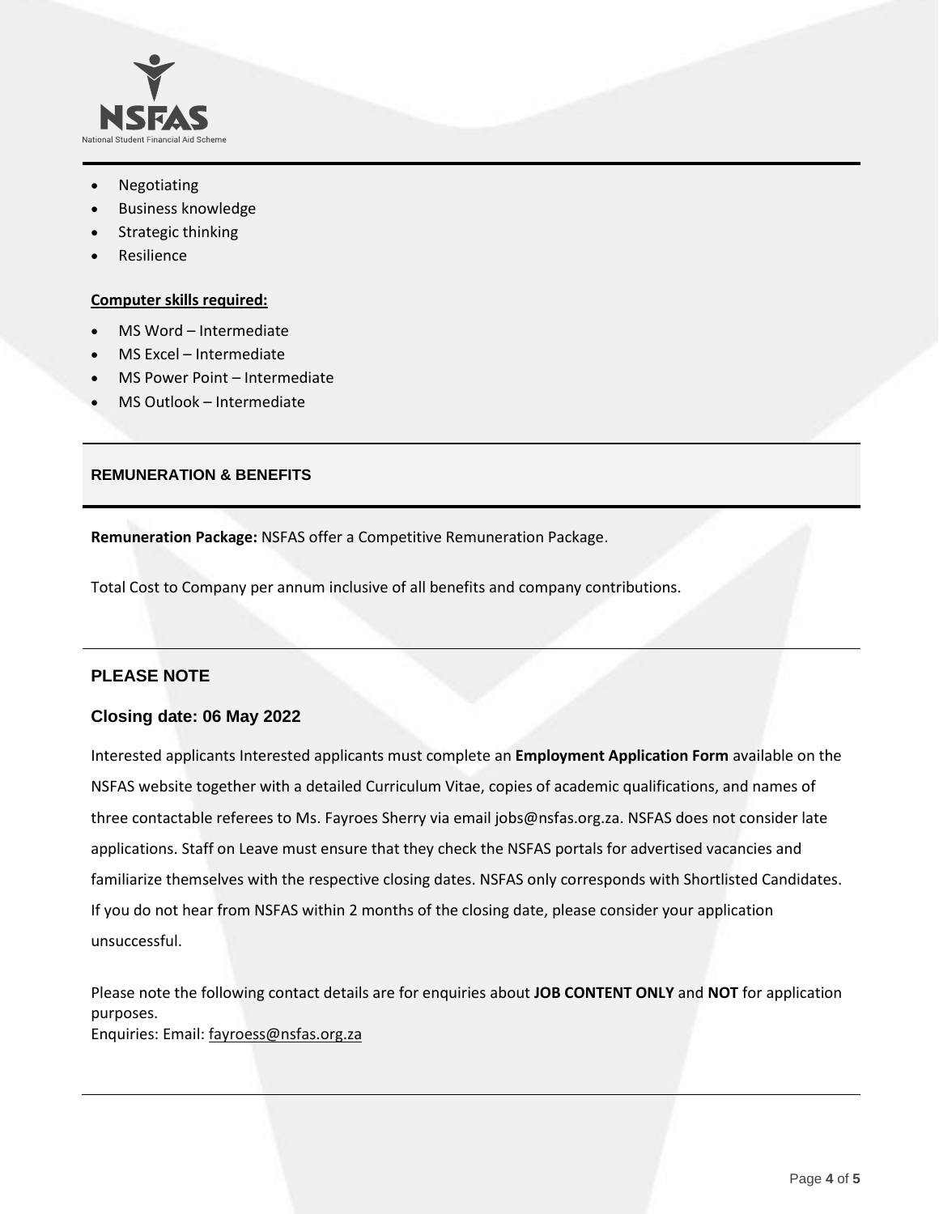- Negotiating
- Business knowledge
- Strategic thinking
- Resilience

**Computer skills required:**

- MS Word – Intermediate
- MS Excel – Intermediate
- MS Power Point – Intermediate
- MS Outlook – Intermediate

## REMUNERATION & BENEFITS

**Remuneration Package:** NSFAS offer a Competitive Remuneration Package.

Total Cost to Company per annum inclusive of all benefits and company contributions.

## PLEASE NOTE

### Closing date: 06 May 2022

Interested applicants Interested applicants must complete an **Employment Application Form** available on the NSFAS website together with a detailed Curriculum Vitae, copies of academic qualifications, and names of three contactable referees to Ms. Fayroes Sherry via email jobs@nsfas.org.za. NSFAS does not consider late applications. Staff on Leave must ensure that they check the NSFAS portals for advertised vacancies and familiarize themselves with the respective closing dates. NSFAS only corresponds with Shortlisted Candidates. If you do not hear from NSFAS within 2 months of the closing date, please consider your application unsuccessful.

Please note the following contact details are for enquiries about **JOB CONTENT ONLY** and **NOT** for application purposes.
Enquiries: Email: fayroess@nsfas.org.za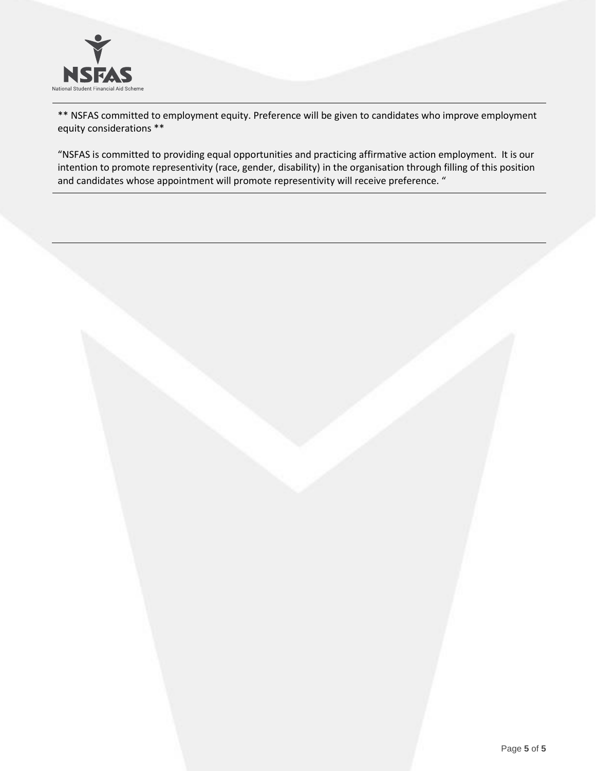** NSFAS committed to employment equity. Preference will be given to candidates who improve employment equity considerations **

"NSFAS is committed to providing equal opportunities and practicing affirmative action employment. It is our intention to promote representivity (race, gender, disability) in the organisation through filling of this position and candidates whose appointment will promote representivity will receive preference. "